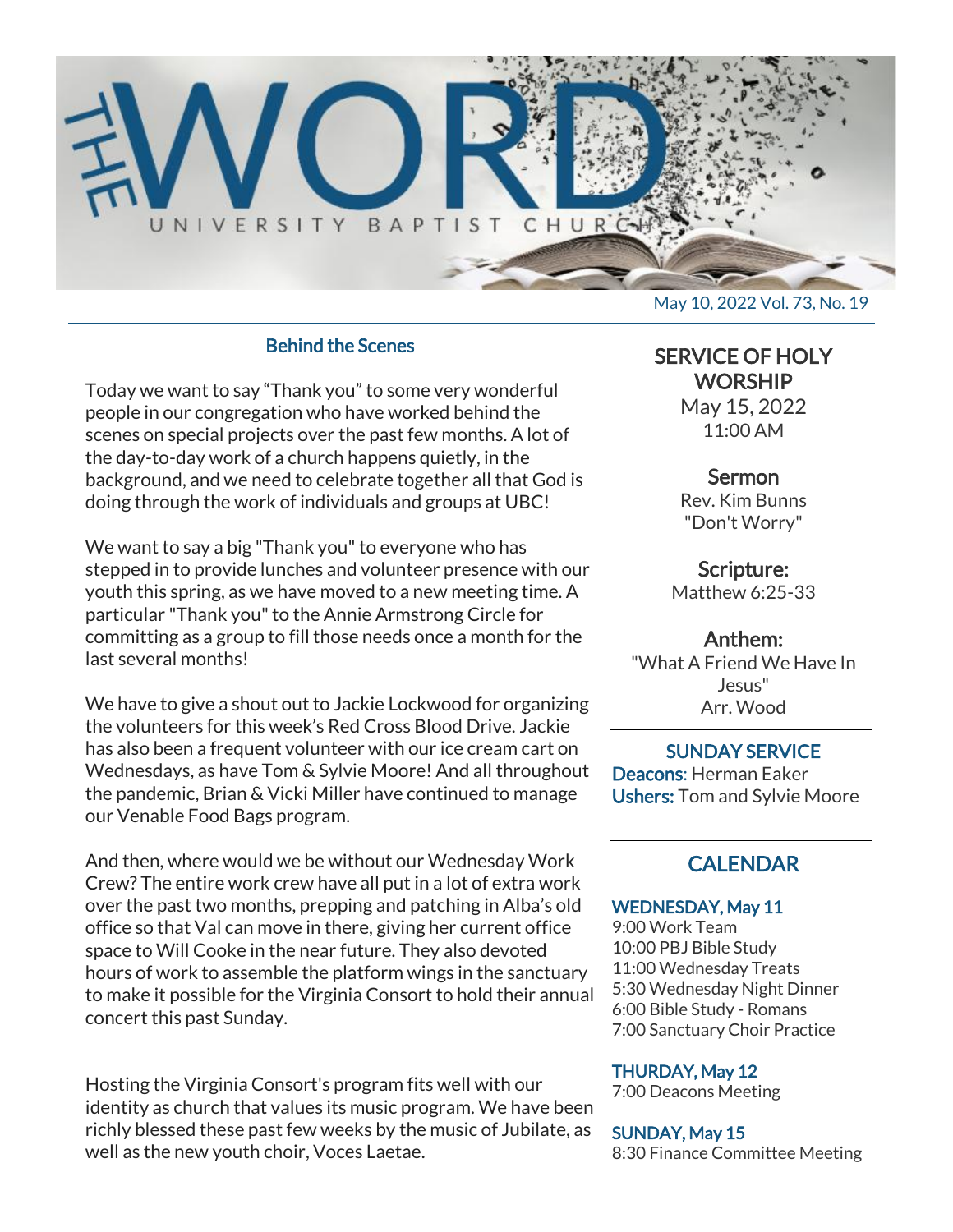# THE WORD

UNIVERSITY BAPTIST CHURCH

May 10, 2022 Vol. 73, No. 19

## Behind the Scenes

Today we want to say "Thank you" to some very wonderful people in our congregation who have worked behind the scenes on special projects over the past few months. A lot of the day-to-day work of a church happens quietly, in the background, and we need to celebrate together all that God is doing through the work of individuals and groups at UBC!

We want to say a big "Thank you" to everyone who has stepped in to provide lunches and volunteer presence with our youth this spring, as we have moved to a new meeting time. A particular "Thank you" to the Annie Armstrong Circle for committing as a group to fill those needs once a month for the last several months!

We have to give a shout out to Jackie Lockwood for organizing the volunteers for this week's Red Cross Blood Drive. Jackie has also been a frequent volunteer with our ice cream cart on Wednesdays, as have Tom & Sylvie Moore! And all throughout the pandemic, Brian & Vicki Miller have continued to manage our Venable Food Bags program.

And then, where would we be without our Wednesday Work Crew? The entire work crew have all put in a lot of extra work over the past two months, prepping and patching in Alba's old office so that Val can move in there, giving her current office space to Will Cooke in the near future. They also devoted hours of work to assemble the platform wings in the sanctuary to make it possible for the Virginia Consort to hold their annual concert this past Sunday.

Hosting the Virginia Consort's program fits well with our identity as church that values its music program. We have been richly blessed these past few weeks by the music of Jubilate, as well as the new youth choir, Voces Laetae.

## SERVICE OF HOLY WORSHIP

May 15, 2022
11:00 AM

**Sermon**
Rev. Kim Bunns
"Don't Worry"

**Scripture:**
Matthew 6:25-33

**Anthem:**
"What A Friend We Have In Jesus"
Arr. Wood

## SUNDAY SERVICE

**Deacons**: Herman Eaker
**Ushers:** Tom and Sylvie Moore

## CALENDAR

### WEDNESDAY, May 11

9:00 Work Team
10:00 PBJ Bible Study
11:00 Wednesday Treats
5:30 Wednesday Night Dinner
6:00 Bible Study - Romans
7:00 Sanctuary Choir Practice

### THURDAY, May 12

7:00 Deacons Meeting

### SUNDAY, May 15

8:30 Finance Committee Meeting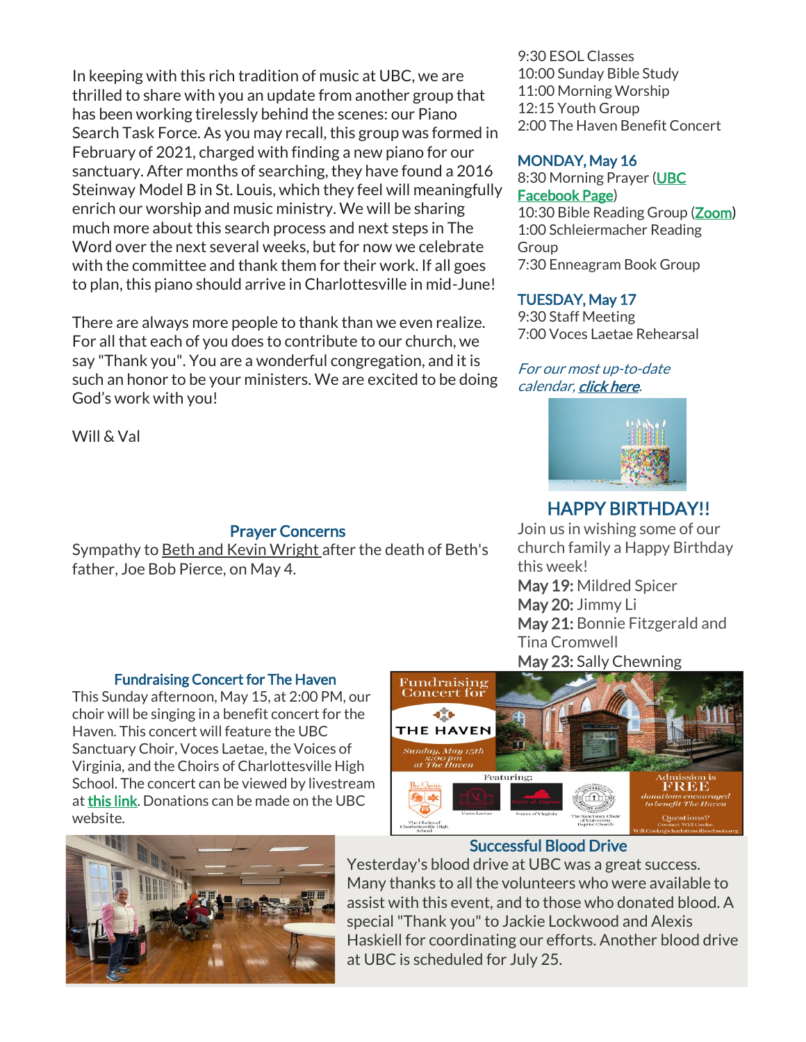In keeping with this rich tradition of music at UBC, we are thrilled to share with you an update from another group that has been working tirelessly behind the scenes: our Piano Search Task Force. As you may recall, this group was formed in February of 2021, charged with finding a new piano for our sanctuary. After months of searching, they have found a 2016 Steinway Model B in St. Louis, which they feel will meaningfully enrich our worship and music ministry. We will be sharing much more about this search process and next steps in The Word over the next several weeks, but for now we celebrate with the committee and thank them for their work. If all goes to plan, this piano should arrive in Charlottesville in mid-June!

There are always more people to thank than we even realize. For all that each of you does to contribute to our church, we say "Thank you". You are a wonderful congregation, and it is such an honor to be your ministers. We are excited to be doing God's work with you!

Will & Val

9:30 ESOL Classes
10:00 Sunday Bible Study
11:00 Morning Worship
12:15 Youth Group
2:00 The Haven Benefit Concert

### MONDAY, May 16

8:30 Morning Prayer (UBC Facebook Page)
10:30 Bible Reading Group (Zoom)
1:00 Schleiermacher Reading Group
7:30 Enneagram Book Group

### TUESDAY, May 17

9:30 Staff Meeting
7:00 Voces Laetae Rehearsal

*For our most up-to-date calendar, **click here**.*

## HAPPY BIRTHDAY!!

Join us in wishing some of our church family a Happy Birthday this week!

**May 19:** Mildred Spicer
**May 20:** Jimmy Li
**May 21:** Bonnie Fitzgerald and Tina Cromwell
**May 23:** Sally Chewning

## Prayer Concerns

Sympathy to Beth and Kevin Wright after the death of Beth's father, Joe Bob Pierce, on May 4.

## Fundraising Concert for The Haven

This Sunday afternoon, May 15, at 2:00 PM, our choir will be singing in a benefit concert for the Haven. This concert will feature the UBC Sanctuary Choir, Voces Laetae, the Voices of Virginia, and the Choirs of Charlottesville High School. The concert can be viewed by livestream at this link. Donations can be made on the UBC website.

## Successful Blood Drive

Yesterday's blood drive at UBC was a great success. Many thanks to all the volunteers who were available to assist with this event, and to those who donated blood. A special "Thank you" to Jackie Lockwood and Alexis Haskiell for coordinating our efforts. Another blood drive at UBC is scheduled for July 25.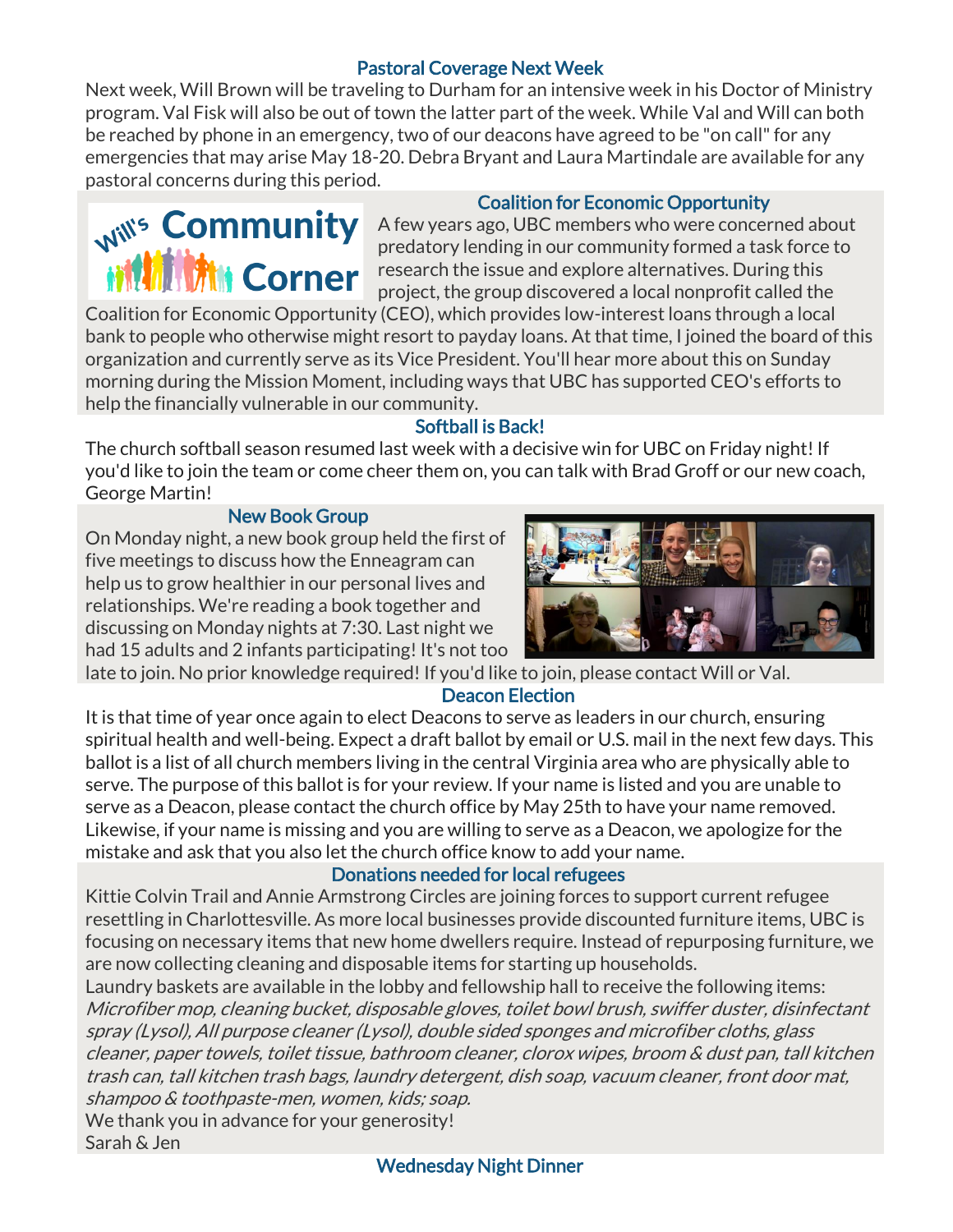## Pastoral Coverage Next Week

Next week, Will Brown will be traveling to Durham for an intensive week in his Doctor of Ministry program. Val Fisk will also be out of town the latter part of the week. While Val and Will can both be reached by phone in an emergency, two of our deacons have agreed to be "on call" for any emergencies that may arise May 18-20. Debra Bryant and Laura Martindale are available for any pastoral concerns during this period.

## Will's Community Corner

## Coalition for Economic Opportunity

A few years ago, UBC members who were concerned about predatory lending in our community formed a task force to research the issue and explore alternatives. During this project, the group discovered a local nonprofit called the Coalition for Economic Opportunity (CEO), which provides low-interest loans through a local bank to people who otherwise might resort to payday loans. At that time, I joined the board of this organization and currently serve as its Vice President. You'll hear more about this on Sunday morning during the Mission Moment, including ways that UBC has supported CEO's efforts to help the financially vulnerable in our community.

## Softball is Back!

The church softball season resumed last week with a decisive win for UBC on Friday night! If you'd like to join the team or come cheer them on, you can talk with Brad Groff or our new coach, George Martin!

## New Book Group

On Monday night, a new book group held the first of five meetings to discuss how the Enneagram can help us to grow healthier in our personal lives and relationships. We're reading a book together and discussing on Monday nights at 7:30. Last night we had 15 adults and 2 infants participating! It's not too late to join. No prior knowledge required! If you'd like to join, please contact Will or Val.

## Deacon Election

It is that time of year once again to elect Deacons to serve as leaders in our church, ensuring spiritual health and well-being. Expect a draft ballot by email or U.S. mail in the next few days. This ballot is a list of all church members living in the central Virginia area who are physically able to serve. The purpose of this ballot is for your review. If your name is listed and you are unable to serve as a Deacon, please contact the church office by May 25th to have your name removed. Likewise, if your name is missing and you are willing to serve as a Deacon, we apologize for the mistake and ask that you also let the church office know to add your name.

## Donations needed for local refugees

Kittie Colvin Trail and Annie Armstrong Circles are joining forces to support current refugee resettling in Charlottesville. As more local businesses provide discounted furniture items, UBC is focusing on necessary items that new home dwellers require. Instead of repurposing furniture, we are now collecting cleaning and disposable items for starting up households.

Laundry baskets are available in the lobby and fellowship hall to receive the following items: *Microfiber mop, cleaning bucket, disposable gloves, toilet bowl brush, swiffer duster, disinfectant spray (Lysol), All purpose cleaner (Lysol), double sided sponges and microfiber cloths, glass cleaner, paper towels, toilet tissue, bathroom cleaner, clorox wipes, broom & dust pan, tall kitchen trash can, tall kitchen trash bags, laundry detergent, dish soap, vacuum cleaner, front door mat, shampoo & toothpaste-men, women, kids; soap.*

We thank you in advance for your generosity!

Sarah & Jen

## Wednesday Night Dinner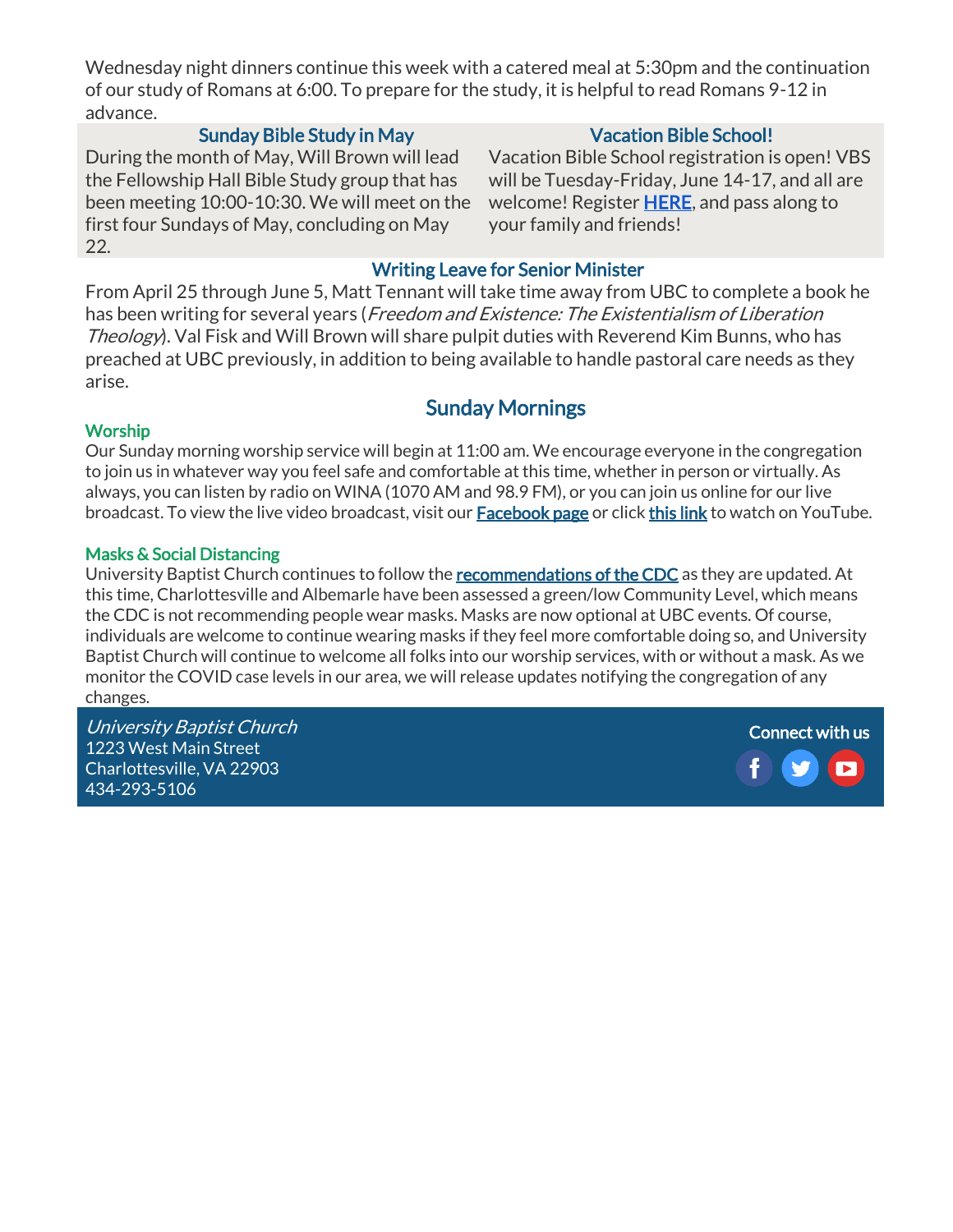Wednesday night dinners continue this week with a catered meal at 5:30pm and the continuation of our study of Romans at 6:00. To prepare for the study, it is helpful to read Romans 9-12 in advance.

### Sunday Bible Study in May

During the month of May, Will Brown will lead the Fellowship Hall Bible Study group that has been meeting 10:00-10:30. We will meet on the first four Sundays of May, concluding on May 22.

### Vacation Bible School!

Vacation Bible School registration is open! VBS will be Tuesday-Friday, June 14-17, and all are welcome! Register **HERE**, and pass along to your family and friends!

### Writing Leave for Senior Minister

From April 25 through June 5, Matt Tennant will take time away from UBC to complete a book he has been writing for several years (*Freedom and Existence: The Existentialism of Liberation Theology*). Val Fisk and Will Brown will share pulpit duties with Reverend Kim Bunns, who has preached at UBC previously, in addition to being available to handle pastoral care needs as they arise.

## Sunday Mornings

### Worship

Our Sunday morning worship service will begin at 11:00 am. We encourage everyone in the congregation to join us in whatever way you feel safe and comfortable at this time, whether in person or virtually. As always, you can listen by radio on WINA (1070 AM and 98.9 FM), or you can join us online for our live broadcast. To view the live video broadcast, visit our Facebook page or click this link to watch on YouTube.

### Masks & Social Distancing

University Baptist Church continues to follow the recommendations of the CDC as they are updated. At this time, Charlottesville and Albemarle have been assessed a green/low Community Level, which means the CDC is not recommending people wear masks. Masks are now optional at UBC events. Of course, individuals are welcome to continue wearing masks if they feel more comfortable doing so, and University Baptist Church will continue to welcome all folks into our worship services, with or without a mask. As we monitor the COVID case levels in our area, we will release updates notifying the congregation of any changes.

*University Baptist Church*
1223 West Main Street
Charlottesville, VA 22903
434-293-5106

Connect with us